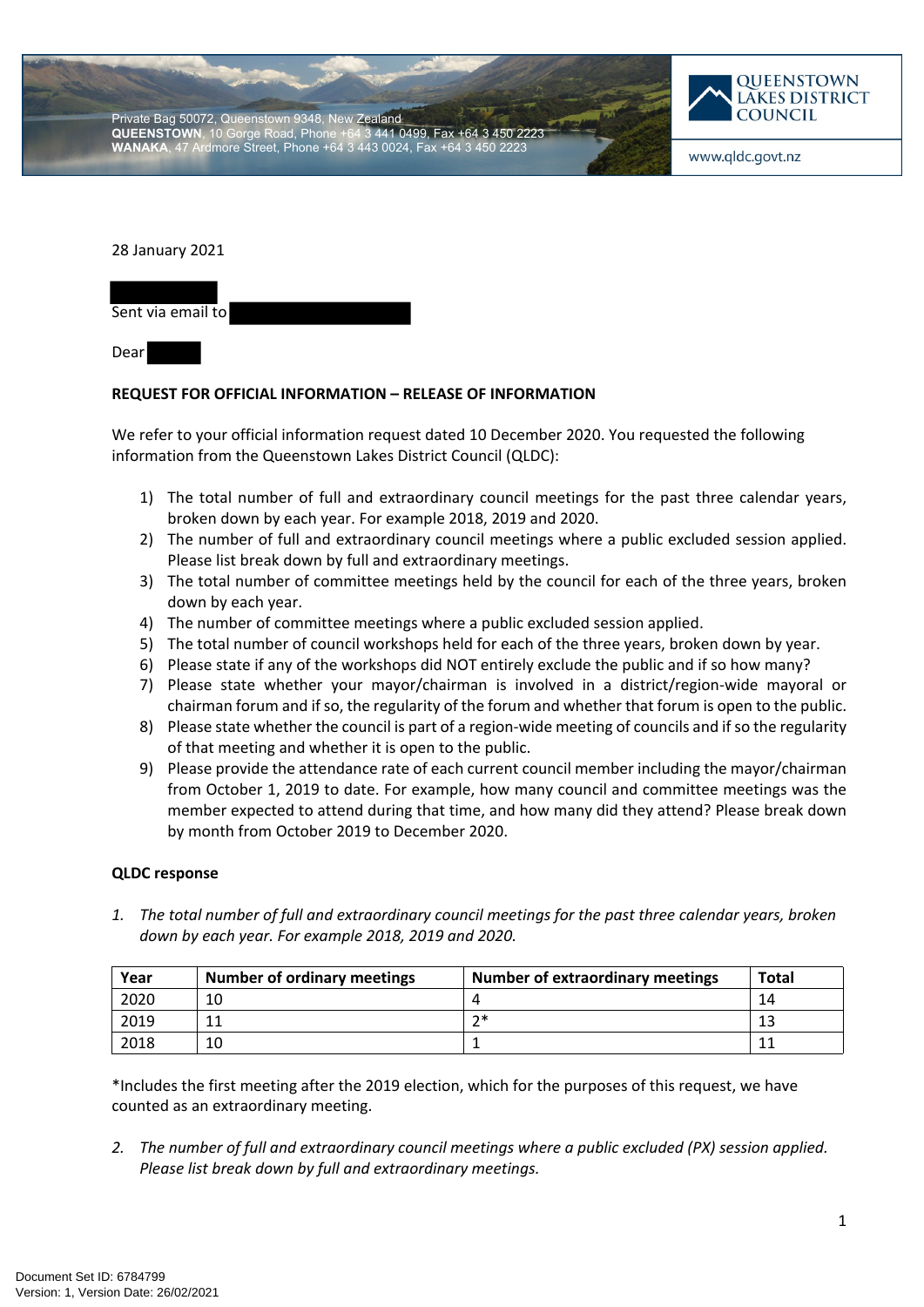Private Bag 50072, Queenstown 9348, New Zealand
**QUEENSTOWN**, 10 Gorge Road, Phone +64 3 441 0499, Fax +64 3 450 2223
**WANAKA**, 47 Ardmore Street, Phone +64 3 443 0024, Fax +64 3 450 2223

QUEENSTOWN LAKES DISTRICT COUNCIL

www.qldc.govt.nz

28 January 2021

Sent via email to

Dear

**REQUEST FOR OFFICIAL INFORMATION – RELEASE OF INFORMATION**

We refer to your official information request dated 10 December 2020. You requested the following information from the Queenstown Lakes District Council (QLDC):

1) The total number of full and extraordinary council meetings for the past three calendar years, broken down by each year. For example 2018, 2019 and 2020.
2) The number of full and extraordinary council meetings where a public excluded session applied. Please list break down by full and extraordinary meetings.
3) The total number of committee meetings held by the council for each of the three years, broken down by each year.
4) The number of committee meetings where a public excluded session applied.
5) The total number of council workshops held for each of the three years, broken down by year.
6) Please state if any of the workshops did NOT entirely exclude the public and if so how many?
7) Please state whether your mayor/chairman is involved in a district/region-wide mayoral or chairman forum and if so, the regularity of the forum and whether that forum is open to the public.
8) Please state whether the council is part of a region-wide meeting of councils and if so the regularity of that meeting and whether it is open to the public.
9) Please provide the attendance rate of each current council member including the mayor/chairman from October 1, 2019 to date. For example, how many council and committee meetings was the member expected to attend during that time, and how many did they attend? Please break down by month from October 2019 to December 2020.

**QLDC response**

1. *The total number of full and extraordinary council meetings for the past three calendar years, broken down by each year. For example 2018, 2019 and 2020.*

| Year | Number of ordinary meetings | Number of extraordinary meetings | Total |
|---|---|---|---|
| 2020 | 10 | 4 | 14 |
| 2019 | 11 | 2* | 13 |
| 2018 | 10 | 1 | 11 |

*Includes the first meeting after the 2019 election, which for the purposes of this request, we have counted as an extraordinary meeting.

2. *The number of full and extraordinary council meetings where a public excluded (PX) session applied. Please list break down by full and extraordinary meetings.*

Document Set ID: 6784799
Version: 1, Version Date: 26/02/2021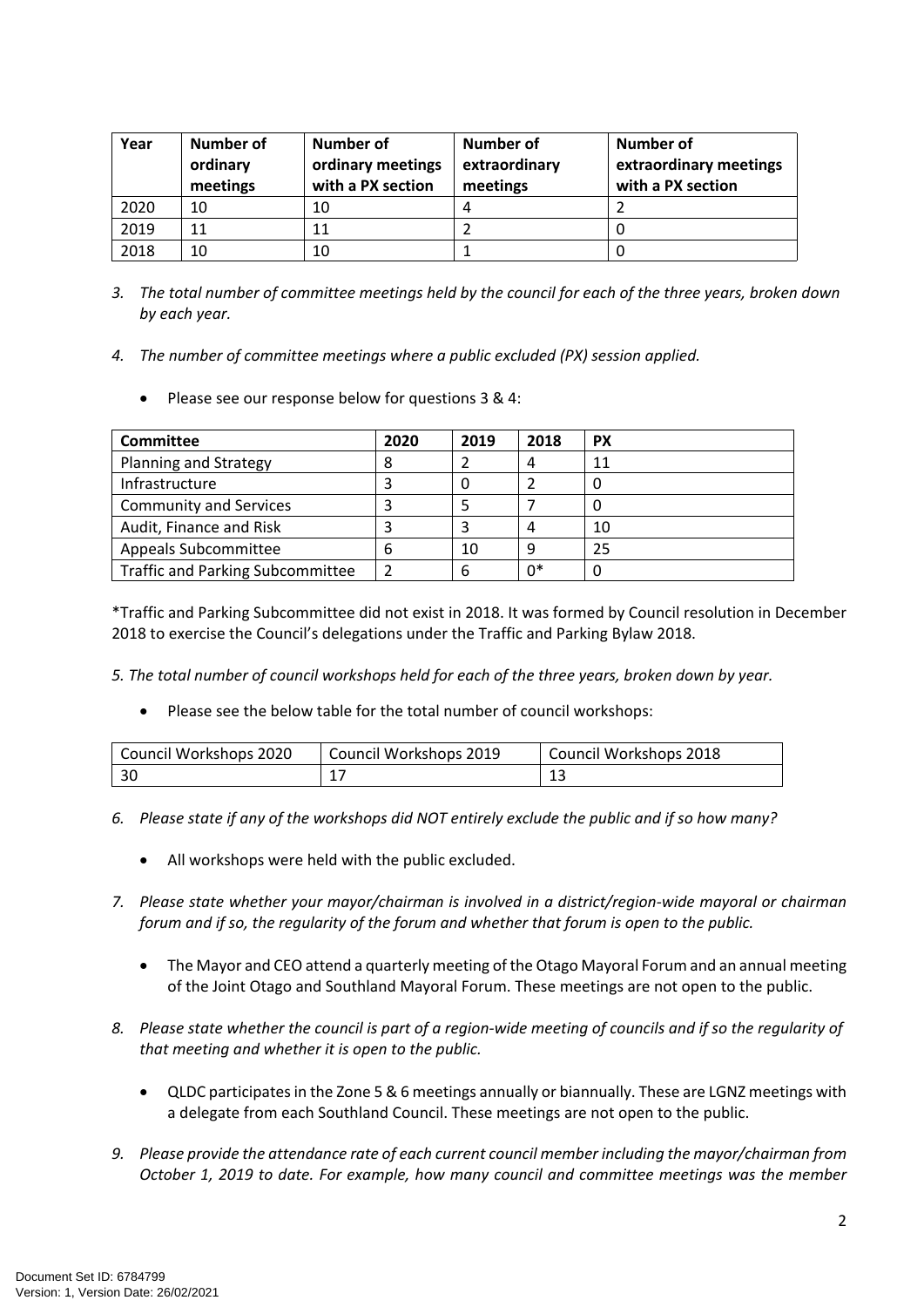| Year | Number of ordinary meetings | Number of ordinary meetings with a PX section | Number of extraordinary meetings | Number of extraordinary meetings with a PX section |
|---|---|---|---|---|
| 2020 | 10 | 10 | 4 | 2 |
| 2019 | 11 | 11 | 2 | 0 |
| 2018 | 10 | 10 | 1 | 0 |

3. *The total number of committee meetings held by the council for each of the three years, broken down by each year.*

4. *The number of committee meetings where a public excluded (PX) session applied.*

   - Please see our response below for questions 3 & 4:

| Committee | 2020 | 2019 | 2018 | PX |
|---|---|---|---|---|
| Planning and Strategy | 8 | 2 | 4 | 11 |
| Infrastructure | 3 | 0 | 2 | 0 |
| Community and Services | 3 | 5 | 7 | 0 |
| Audit, Finance and Risk | 3 | 3 | 4 | 10 |
| Appeals Subcommittee | 6 | 10 | 9 | 25 |
| Traffic and Parking Subcommittee | 2 | 6 | 0* | 0 |

*Traffic and Parking Subcommittee did not exist in 2018. It was formed by Council resolution in December 2018 to exercise the Council's delegations under the Traffic and Parking Bylaw 2018.

*5. The total number of council workshops held for each of the three years, broken down by year.*

- Please see the below table for the total number of council workshops:

| Council Workshops 2020 | Council Workshops 2019 | Council Workshops 2018 |
|---|---|---|
| 30 | 17 | 13 |

6. *Please state if any of the workshops did NOT entirely exclude the public and if so how many?*

   - All workshops were held with the public excluded.

7. *Please state whether your mayor/chairman is involved in a district/region-wide mayoral or chairman forum and if so, the regularity of the forum and whether that forum is open to the public.*

   - The Mayor and CEO attend a quarterly meeting of the Otago Mayoral Forum and an annual meeting of the Joint Otago and Southland Mayoral Forum. These meetings are not open to the public.

8. *Please state whether the council is part of a region-wide meeting of councils and if so the regularity of that meeting and whether it is open to the public.*

   - QLDC participates in the Zone 5 & 6 meetings annually or biannually. These are LGNZ meetings with a delegate from each Southland Council. These meetings are not open to the public.

9. *Please provide the attendance rate of each current council member including the mayor/chairman from October 1, 2019 to date. For example, how many council and committee meetings was the member*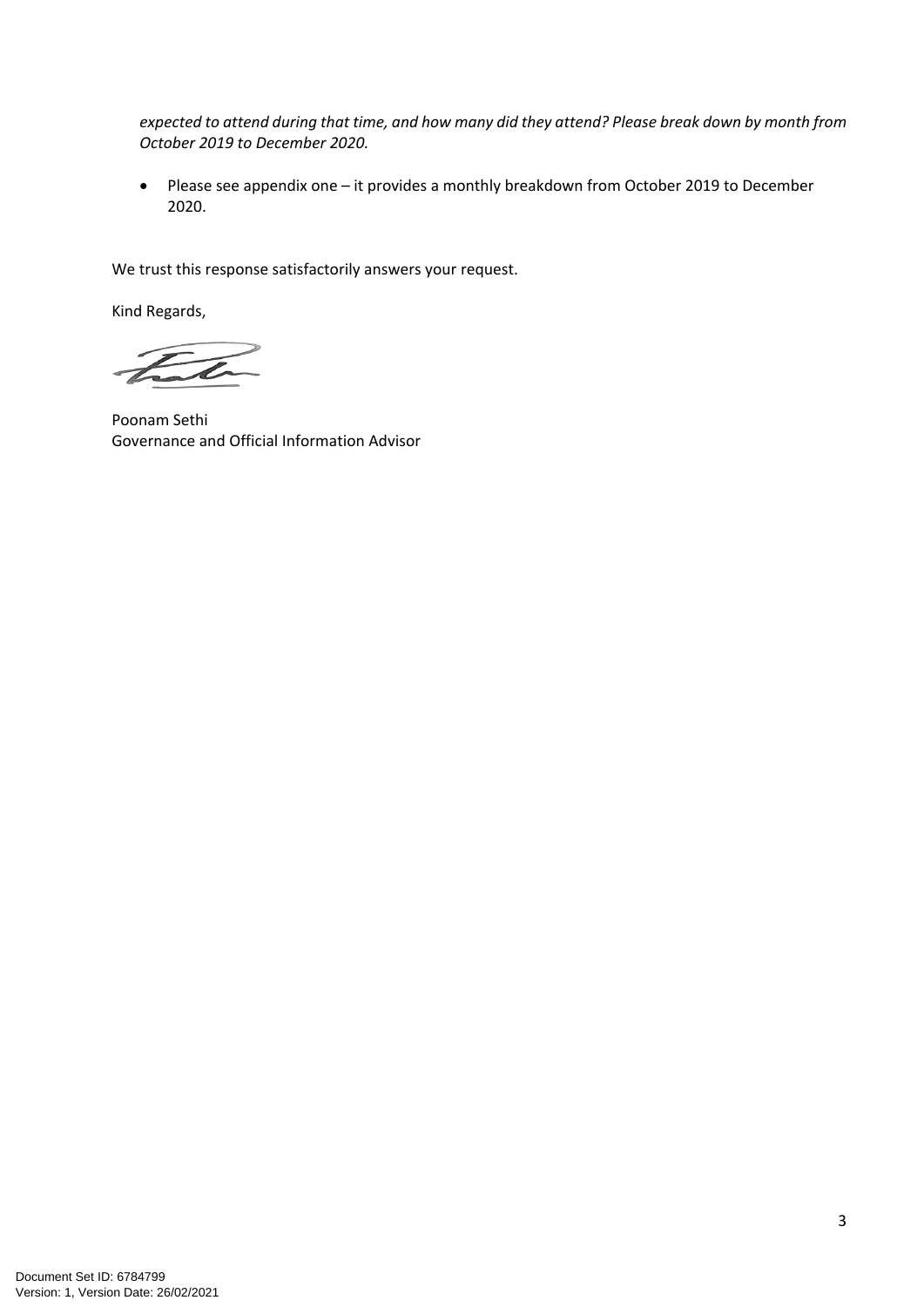*expected to attend during that time, and how many did they attend? Please break down by month from October 2019 to December 2020.*

- Please see appendix one – it provides a monthly breakdown from October 2019 to December 2020.

We trust this response satisfactorily answers your request.

Kind Regards,

Poonam Sethi
Governance and Official Information Advisor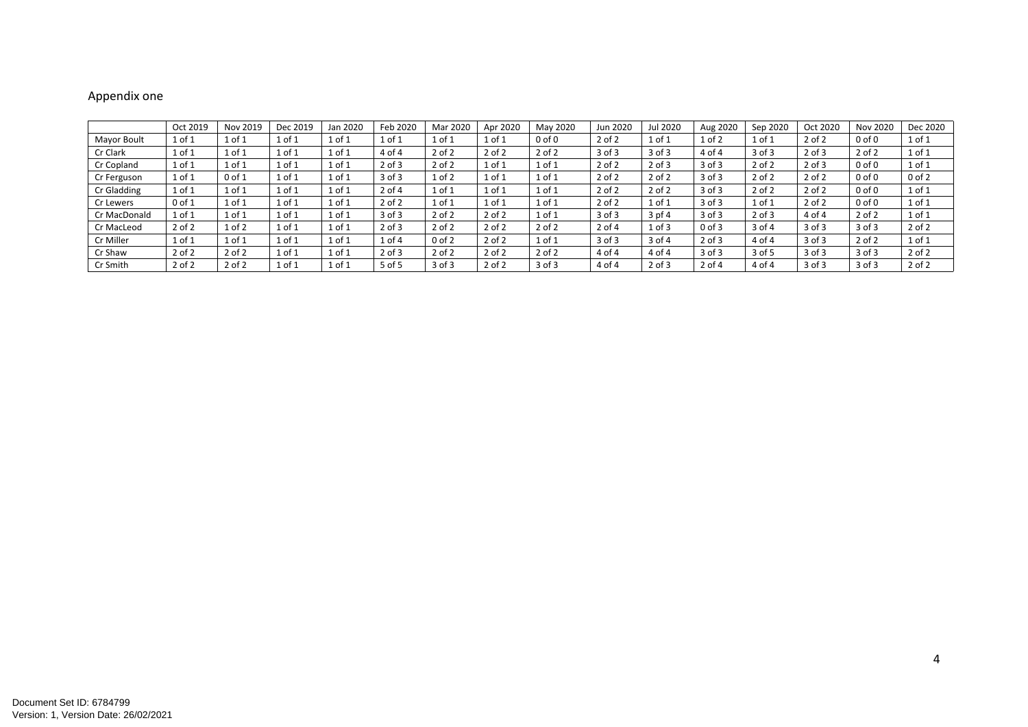Appendix one

| | Oct 2019 | Nov 2019 | Dec 2019 | Jan 2020 | Feb 2020 | Mar 2020 | Apr 2020 | May 2020 | Jun 2020 | Jul 2020 | Aug 2020 | Sep 2020 | Oct 2020 | Nov 2020 | Dec 2020 |
|---|---|---|---|---|---|---|---|---|---|---|---|---|---|---|---|
| Mayor Boult | 1 of 1 | 1 of 1 | 1 of 1 | 1 of 1 | 1 of 1 | 1 of 1 | 1 of 1 | 0 of 0 | 2 of 2 | 1 of 1 | 1 of 2 | 1 of 1 | 2 of 2 | 0 of 0 | 1 of 1 |
| Cr Clark | 1 of 1 | 1 of 1 | 1 of 1 | 1 of 1 | 4 of 4 | 2 of 2 | 2 of 2 | 2 of 2 | 3 of 3 | 3 of 3 | 4 of 4 | 3 of 3 | 2 of 3 | 2 of 2 | 1 of 1 |
| Cr Copland | 1 of 1 | 1 of 1 | 1 of 1 | 1 of 1 | 2 of 3 | 2 of 2 | 1 of 1 | 1 of 1 | 2 of 2 | 2 of 3 | 3 of 3 | 2 of 2 | 2 of 3 | 0 of 0 | 1 of 1 |
| Cr Ferguson | 1 of 1 | 0 of 1 | 1 of 1 | 1 of 1 | 3 of 3 | 1 of 2 | 1 of 1 | 1 of 1 | 2 of 2 | 2 of 2 | 3 of 3 | 2 of 2 | 2 of 2 | 0 of 0 | 0 of 2 |
| Cr Gladding | 1 of 1 | 1 of 1 | 1 of 1 | 1 of 1 | 2 of 4 | 1 of 1 | 1 of 1 | 1 of 1 | 2 of 2 | 2 of 2 | 3 of 3 | 2 of 2 | 2 of 2 | 0 of 0 | 1 of 1 |
| Cr Lewers | 0 of 1 | 1 of 1 | 1 of 1 | 1 of 1 | 2 of 2 | 1 of 1 | 1 of 1 | 1 of 1 | 2 of 2 | 1 of 1 | 3 of 3 | 1 of 1 | 2 of 2 | 0 of 0 | 1 of 1 |
| Cr MacDonald | 1 of 1 | 1 of 1 | 1 of 1 | 1 of 1 | 3 of 3 | 2 of 2 | 2 of 2 | 1 of 1 | 3 of 3 | 3 pf 4 | 3 of 3 | 2 of 3 | 4 of 4 | 2 of 2 | 1 of 1 |
| Cr MacLeod | 2 of 2 | 1 of 2 | 1 of 1 | 1 of 1 | 2 of 3 | 2 of 2 | 2 of 2 | 2 of 2 | 2 of 4 | 1 of 3 | 0 of 3 | 3 of 4 | 3 of 3 | 3 of 3 | 2 of 2 |
| Cr Miller | 1 of 1 | 1 of 1 | 1 of 1 | 1 of 1 | 1 of 4 | 0 of 2 | 2 of 2 | 1 of 1 | 3 of 3 | 3 of 4 | 2 of 3 | 4 of 4 | 3 of 3 | 2 of 2 | 1 of 1 |
| Cr Shaw | 2 of 2 | 2 of 2 | 1 of 1 | 1 of 1 | 2 of 3 | 2 of 2 | 2 of 2 | 2 of 2 | 4 of 4 | 4 of 4 | 3 of 3 | 3 of 5 | 3 of 3 | 3 of 3 | 2 of 2 |
| Cr Smith | 2 of 2 | 2 of 2 | 1 of 1 | 1 of 1 | 5 of 5 | 3 of 3 | 2 of 2 | 3 of 3 | 4 of 4 | 2 of 3 | 2 of 4 | 4 of 4 | 3 of 3 | 3 of 3 | 2 of 2 |

Document Set ID: 6784799
Version: 1, Version Date: 26/02/2021